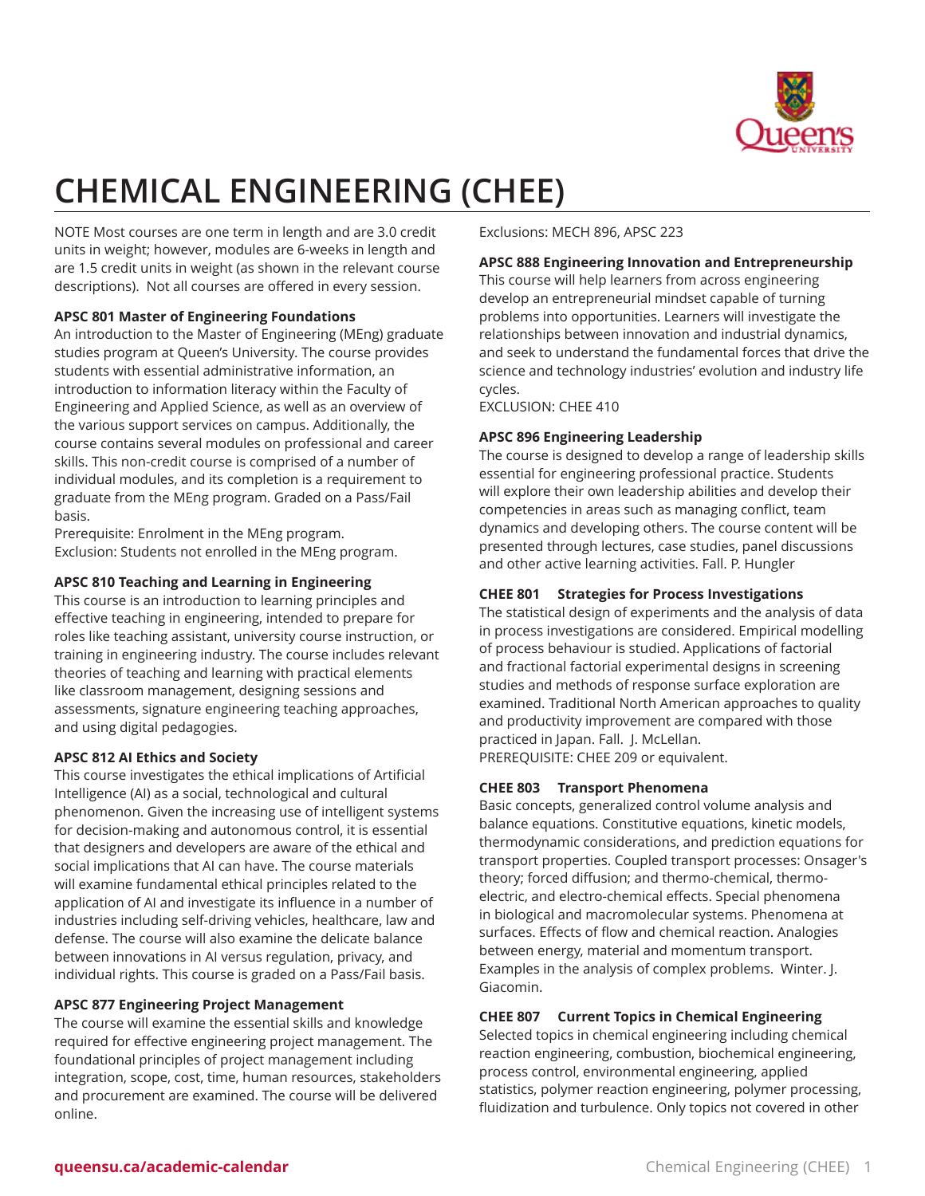# CHEMICAL ENGINEERING (CHEE)

NOTE Most courses are one term in length and are 3.0 credit units in weight; however, modules are 6-weeks in length and are 1.5 credit units in weight (as shown in the relevant course descriptions). Not all courses are offered in every session.

**APSC 801 Master of Engineering Foundations**
An introduction to the Master of Engineering (MEng) graduate studies program at Queen's University. The course provides students with essential administrative information, an introduction to information literacy within the Faculty of Engineering and Applied Science, as well as an overview of the various support services on campus. Additionally, the course contains several modules on professional and career skills. This non-credit course is comprised of a number of individual modules, and its completion is a requirement to graduate from the MEng program. Graded on a Pass/Fail basis.
Prerequisite: Enrolment in the MEng program.
Exclusion: Students not enrolled in the MEng program.

**APSC 810 Teaching and Learning in Engineering**
This course is an introduction to learning principles and effective teaching in engineering, intended to prepare for roles like teaching assistant, university course instruction, or training in engineering industry. The course includes relevant theories of teaching and learning with practical elements like classroom management, designing sessions and assessments, signature engineering teaching approaches, and using digital pedagogies.

**APSC 812 AI Ethics and Society**
This course investigates the ethical implications of Artificial Intelligence (AI) as a social, technological and cultural phenomenon. Given the increasing use of intelligent systems for decision-making and autonomous control, it is essential that designers and developers are aware of the ethical and social implications that AI can have. The course materials will examine fundamental ethical principles related to the application of AI and investigate its influence in a number of industries including self-driving vehicles, healthcare, law and defense. The course will also examine the delicate balance between innovations in AI versus regulation, privacy, and individual rights. This course is graded on a Pass/Fail basis.

**APSC 877 Engineering Project Management**
The course will examine the essential skills and knowledge required for effective engineering project management. The foundational principles of project management including integration, scope, cost, time, human resources, stakeholders and procurement are examined. The course will be delivered online.
Exclusions: MECH 896, APSC 223

**APSC 888 Engineering Innovation and Entrepreneurship**
This course will help learners from across engineering develop an entrepreneurial mindset capable of turning problems into opportunities. Learners will investigate the relationships between innovation and industrial dynamics, and seek to understand the fundamental forces that drive the science and technology industries' evolution and industry life cycles.
EXCLUSION: CHEE 410

**APSC 896 Engineering Leadership**
The course is designed to develop a range of leadership skills essential for engineering professional practice. Students will explore their own leadership abilities and develop their competencies in areas such as managing conflict, team dynamics and developing others. The course content will be presented through lectures, case studies, panel discussions and other active learning activities. Fall. P. Hungler

**CHEE 801 Strategies for Process Investigations**
The statistical design of experiments and the analysis of data in process investigations are considered. Empirical modelling of process behaviour is studied. Applications of factorial and fractional factorial experimental designs in screening studies and methods of response surface exploration are examined. Traditional North American approaches to quality and productivity improvement are compared with those practiced in Japan. Fall. J. McLellan.
PREREQUISITE: CHEE 209 or equivalent.

**CHEE 803 Transport Phenomena**
Basic concepts, generalized control volume analysis and balance equations. Constitutive equations, kinetic models, thermodynamic considerations, and prediction equations for transport properties. Coupled transport processes: Onsager's theory; forced diffusion; and thermo-chemical, thermo-electric, and electro-chemical effects. Special phenomena in biological and macromolecular systems. Phenomena at surfaces. Effects of flow and chemical reaction. Analogies between energy, material and momentum transport. Examples in the analysis of complex problems. Winter. J. Giacomin.

**CHEE 807 Current Topics in Chemical Engineering**
Selected topics in chemical engineering including chemical reaction engineering, combustion, biochemical engineering, process control, environmental engineering, applied statistics, polymer reaction engineering, polymer processing, fluidization and turbulence. Only topics not covered in other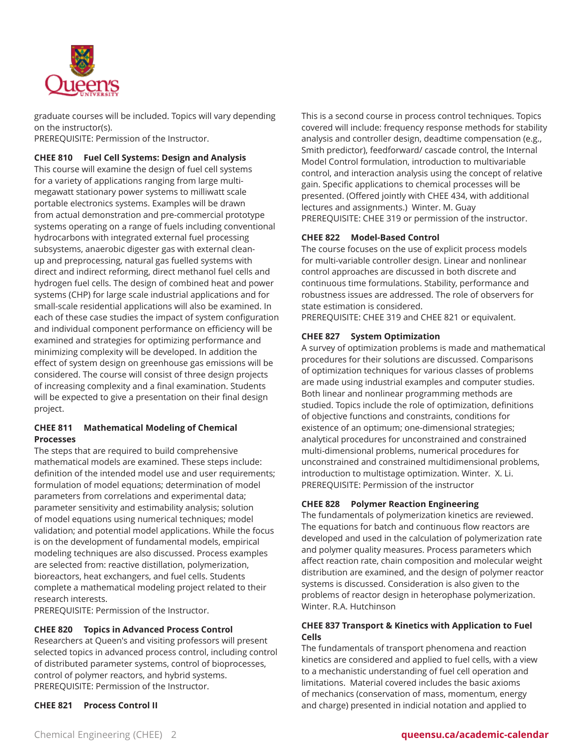graduate courses will be included. Topics will vary depending on the instructor(s).
PREREQUISITE: Permission of the Instructor.

**CHEE 810 Fuel Cell Systems: Design and Analysis**
This course will examine the design of fuel cell systems for a variety of applications ranging from large multi-megawatt stationary power systems to milliwatt scale portable electronics systems. Examples will be drawn from actual demonstration and pre-commercial prototype systems operating on a range of fuels including conventional hydrocarbons with integrated external fuel processing subsystems, anaerobic digester gas with external clean-up and preprocessing, natural gas fuelled systems with direct and indirect reforming, direct methanol fuel cells and hydrogen fuel cells. The design of combined heat and power systems (CHP) for large scale industrial applications and for small-scale residential applications will also be examined. In each of these case studies the impact of system configuration and individual component performance on efficiency will be examined and strategies for optimizing performance and minimizing complexity will be developed. In addition the effect of system design on greenhouse gas emissions will be considered. The course will consist of three design projects of increasing complexity and a final examination. Students will be expected to give a presentation on their final design project.

**CHEE 811 Mathematical Modeling of Chemical Processes**
The steps that are required to build comprehensive mathematical models are examined. These steps include: definition of the intended model use and user requirements; formulation of model equations; determination of model parameters from correlations and experimental data; parameter sensitivity and estimability analysis; solution of model equations using numerical techniques; model validation; and potential model applications. While the focus is on the development of fundamental models, empirical modeling techniques are also discussed. Process examples are selected from: reactive distillation, polymerization, bioreactors, heat exchangers, and fuel cells. Students complete a mathematical modeling project related to their research interests.
PREREQUISITE: Permission of the Instructor.

**CHEE 820 Topics in Advanced Process Control**
Researchers at Queen's and visiting professors will present selected topics in advanced process control, including control of distributed parameter systems, control of bioprocesses, control of polymer reactors, and hybrid systems.
PREREQUISITE: Permission of the Instructor.

**CHEE 821 Process Control II**
This is a second course in process control techniques. Topics covered will include: frequency response methods for stability analysis and controller design, deadtime compensation (e.g., Smith predictor), feedforward/ cascade control, the Internal Model Control formulation, introduction to multivariable control, and interaction analysis using the concept of relative gain. Specific applications to chemical processes will be presented. (Offered jointly with CHEE 434, with additional lectures and assignments.) Winter. M. Guay
PREREQUISITE: CHEE 319 or permission of the instructor.

**CHEE 822 Model-Based Control**
The course focuses on the use of explicit process models for multi-variable controller design. Linear and nonlinear control approaches are discussed in both discrete and continuous time formulations. Stability, performance and robustness issues are addressed. The role of observers for state estimation is considered.
PREREQUISITE: CHEE 319 and CHEE 821 or equivalent.

**CHEE 827 System Optimization**
A survey of optimization problems is made and mathematical procedures for their solutions are discussed. Comparisons of optimization techniques for various classes of problems are made using industrial examples and computer studies. Both linear and nonlinear programming methods are studied. Topics include the role of optimization, definitions of objective functions and constraints, conditions for existence of an optimum; one-dimensional strategies; analytical procedures for unconstrained and constrained multi-dimensional problems, numerical procedures for unconstrained and constrained multidimensional problems, introduction to multistage optimization. Winter. X. Li.
PREREQUISITE: Permission of the instructor

**CHEE 828 Polymer Reaction Engineering**
The fundamentals of polymerization kinetics are reviewed. The equations for batch and continuous flow reactors are developed and used in the calculation of polymerization rate and polymer quality measures. Process parameters which affect reaction rate, chain composition and molecular weight distribution are examined, and the design of polymer reactor systems is discussed. Consideration is also given to the problems of reactor design in heterophase polymerization. Winter. R.A. Hutchinson

**CHEE 837 Transport & Kinetics with Application to Fuel Cells**
The fundamentals of transport phenomena and reaction kinetics are considered and applied to fuel cells, with a view to a mechanistic understanding of fuel cell operation and limitations. Material covered includes the basic axioms of mechanics (conservation of mass, momentum, energy and charge) presented in indicial notation and applied to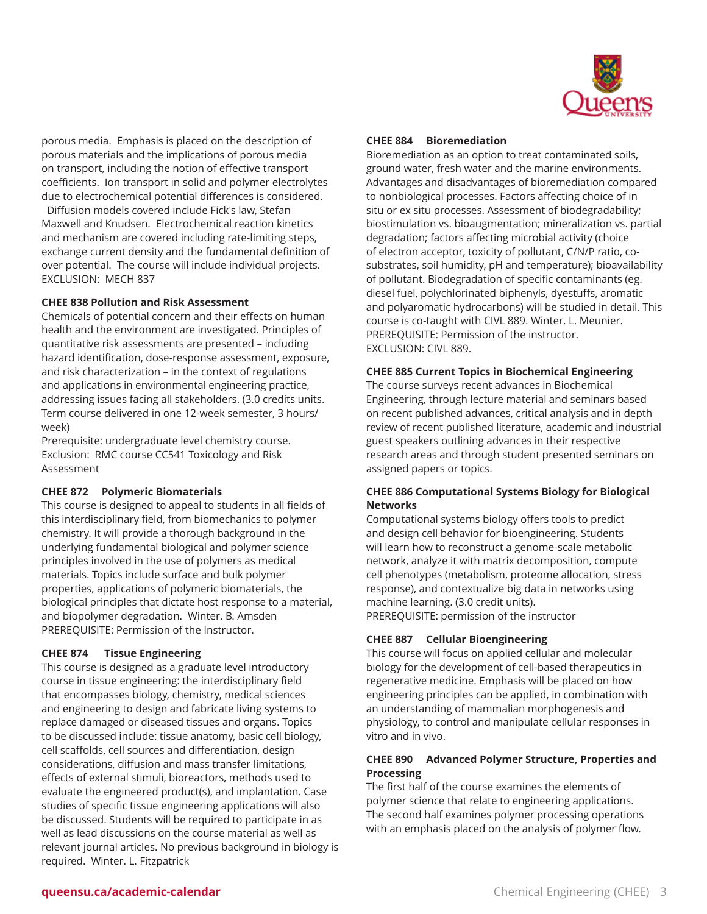porous media. Emphasis is placed on the description of porous materials and the implications of porous media on transport, including the notion of effective transport coefficients. Ion transport in solid and polymer electrolytes due to electrochemical potential differences is considered. Diffusion models covered include Fick's law, Stefan Maxwell and Knudsen. Electrochemical reaction kinetics and mechanism are covered including rate-limiting steps, exchange current density and the fundamental definition of over potential. The course will include individual projects.
EXCLUSION: MECH 837

**CHEE 838 Pollution and Risk Assessment**
Chemicals of potential concern and their effects on human health and the environment are investigated. Principles of quantitative risk assessments are presented – including hazard identification, dose-response assessment, exposure, and risk characterization – in the context of regulations and applications in environmental engineering practice, addressing issues facing all stakeholders. (3.0 credits units. Term course delivered in one 12-week semester, 3 hours/week)
Prerequisite: undergraduate level chemistry course.
Exclusion: RMC course CC541 Toxicology and Risk Assessment

**CHEE 872 Polymeric Biomaterials**
This course is designed to appeal to students in all fields of this interdisciplinary field, from biomechanics to polymer chemistry. It will provide a thorough background in the underlying fundamental biological and polymer science principles involved in the use of polymers as medical materials. Topics include surface and bulk polymer properties, applications of polymeric biomaterials, the biological principles that dictate host response to a material, and biopolymer degradation. Winter. B. Amsden
PREREQUISITE: Permission of the Instructor.

**CHEE 874 Tissue Engineering**
This course is designed as a graduate level introductory course in tissue engineering: the interdisciplinary field that encompasses biology, chemistry, medical sciences and engineering to design and fabricate living systems to replace damaged or diseased tissues and organs. Topics to be discussed include: tissue anatomy, basic cell biology, cell scaffolds, cell sources and differentiation, design considerations, diffusion and mass transfer limitations, effects of external stimuli, bioreactors, methods used to evaluate the engineered product(s), and implantation. Case studies of specific tissue engineering applications will also be discussed. Students will be required to participate in as well as lead discussions on the course material as well as relevant journal articles. No previous background in biology is required. Winter. L. Fitzpatrick

**CHEE 884 Bioremediation**
Bioremediation as an option to treat contaminated soils, ground water, fresh water and the marine environments. Advantages and disadvantages of bioremediation compared to nonbiological processes. Factors affecting choice of in situ or ex situ processes. Assessment of biodegradability; biostimulation vs. bioaugmentation; mineralization vs. partial degradation; factors affecting microbial activity (choice of electron acceptor, toxicity of pollutant, C/N/P ratio, co-substrates, soil humidity, pH and temperature); bioavailability of pollutant. Biodegradation of specific contaminants (eg. diesel fuel, polychlorinated biphenyls, dyestuffs, aromatic and polyaromatic hydrocarbons) will be studied in detail. This course is co-taught with CIVL 889. Winter. L. Meunier.
PREREQUISITE: Permission of the instructor.
EXCLUSION: CIVL 889.

**CHEE 885 Current Topics in Biochemical Engineering**
The course surveys recent advances in Biochemical Engineering, through lecture material and seminars based on recent published advances, critical analysis and in depth review of recent published literature, academic and industrial guest speakers outlining advances in their respective research areas and through student presented seminars on assigned papers or topics.

**CHEE 886 Computational Systems Biology for Biological Networks**
Computational systems biology offers tools to predict and design cell behavior for bioengineering. Students will learn how to reconstruct a genome-scale metabolic network, analyze it with matrix decomposition, compute cell phenotypes (metabolism, proteome allocation, stress response), and contextualize big data in networks using machine learning. (3.0 credit units).
PREREQUISITE: permission of the instructor

**CHEE 887 Cellular Bioengineering**
This course will focus on applied cellular and molecular biology for the development of cell-based therapeutics in regenerative medicine. Emphasis will be placed on how engineering principles can be applied, in combination with an understanding of mammalian morphogenesis and physiology, to control and manipulate cellular responses in vitro and in vivo.

**CHEE 890 Advanced Polymer Structure, Properties and Processing**
The first half of the course examines the elements of polymer science that relate to engineering applications. The second half examines polymer processing operations with an emphasis placed on the analysis of polymer flow.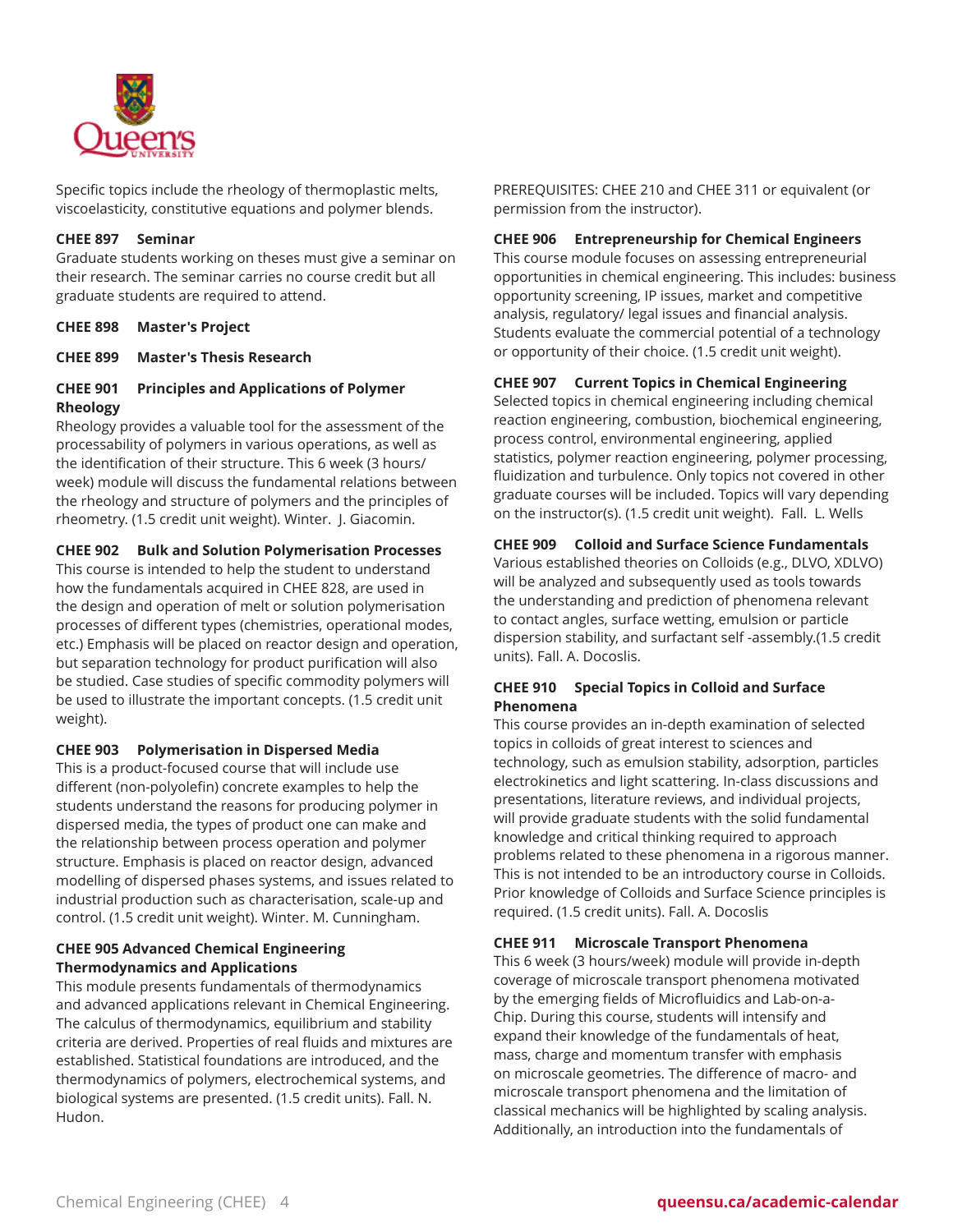Specific topics include the rheology of thermoplastic melts, viscoelasticity, constitutive equations and polymer blends.

**CHEE 897 Seminar**
Graduate students working on theses must give a seminar on their research. The seminar carries no course credit but all graduate students are required to attend.

**CHEE 898 Master's Project**

**CHEE 899 Master's Thesis Research**

**CHEE 901 Principles and Applications of Polymer Rheology**
Rheology provides a valuable tool for the assessment of the processability of polymers in various operations, as well as the identification of their structure. This 6 week (3 hours/ week) module will discuss the fundamental relations between the rheology and structure of polymers and the principles of rheometry. (1.5 credit unit weight). Winter. J. Giacomin.

**CHEE 902 Bulk and Solution Polymerisation Processes**
This course is intended to help the student to understand how the fundamentals acquired in CHEE 828, are used in the design and operation of melt or solution polymerisation processes of different types (chemistries, operational modes, etc.) Emphasis will be placed on reactor design and operation, but separation technology for product purification will also be studied. Case studies of specific commodity polymers will be used to illustrate the important concepts. (1.5 credit unit weight).

**CHEE 903 Polymerisation in Dispersed Media**
This is a product-focused course that will include use different (non-polyolefin) concrete examples to help the students understand the reasons for producing polymer in dispersed media, the types of product one can make and the relationship between process operation and polymer structure. Emphasis is placed on reactor design, advanced modelling of dispersed phases systems, and issues related to industrial production such as characterisation, scale-up and control. (1.5 credit unit weight). Winter. M. Cunningham.

**CHEE 905 Advanced Chemical Engineering Thermodynamics and Applications**
This module presents fundamentals of thermodynamics and advanced applications relevant in Chemical Engineering. The calculus of thermodynamics, equilibrium and stability criteria are derived. Properties of real fluids and mixtures are established. Statistical foundations are introduced, and the thermodynamics of polymers, electrochemical systems, and biological systems are presented. (1.5 credit units). Fall. N. Hudon.

PREREQUISITES: CHEE 210 and CHEE 311 or equivalent (or permission from the instructor).

**CHEE 906 Entrepreneurship for Chemical Engineers**
This course module focuses on assessing entrepreneurial opportunities in chemical engineering. This includes: business opportunity screening, IP issues, market and competitive analysis, regulatory/ legal issues and financial analysis. Students evaluate the commercial potential of a technology or opportunity of their choice. (1.5 credit unit weight).

**CHEE 907 Current Topics in Chemical Engineering**
Selected topics in chemical engineering including chemical reaction engineering, combustion, biochemical engineering, process control, environmental engineering, applied statistics, polymer reaction engineering, polymer processing, fluidization and turbulence. Only topics not covered in other graduate courses will be included. Topics will vary depending on the instructor(s). (1.5 credit unit weight). Fall. L. Wells

**CHEE 909 Colloid and Surface Science Fundamentals**
Various established theories on Colloids (e.g., DLVO, XDLVO) will be analyzed and subsequently used as tools towards the understanding and prediction of phenomena relevant to contact angles, surface wetting, emulsion or particle dispersion stability, and surfactant self -assembly.(1.5 credit units). Fall. A. Docoslis.

**CHEE 910 Special Topics in Colloid and Surface Phenomena**
This course provides an in-depth examination of selected topics in colloids of great interest to sciences and technology, such as emulsion stability, adsorption, particles electrokinetics and light scattering. In-class discussions and presentations, literature reviews, and individual projects, will provide graduate students with the solid fundamental knowledge and critical thinking required to approach problems related to these phenomena in a rigorous manner. This is not intended to be an introductory course in Colloids. Prior knowledge of Colloids and Surface Science principles is required. (1.5 credit units). Fall. A. Docoslis

**CHEE 911 Microscale Transport Phenomena**
This 6 week (3 hours/week) module will provide in-depth coverage of microscale transport phenomena motivated by the emerging fields of Microfluidics and Lab-on-a-Chip. During this course, students will intensify and expand their knowledge of the fundamentals of heat, mass, charge and momentum transfer with emphasis on microscale geometries. The difference of macro- and microscale transport phenomena and the limitation of classical mechanics will be highlighted by scaling analysis. Additionally, an introduction into the fundamentals of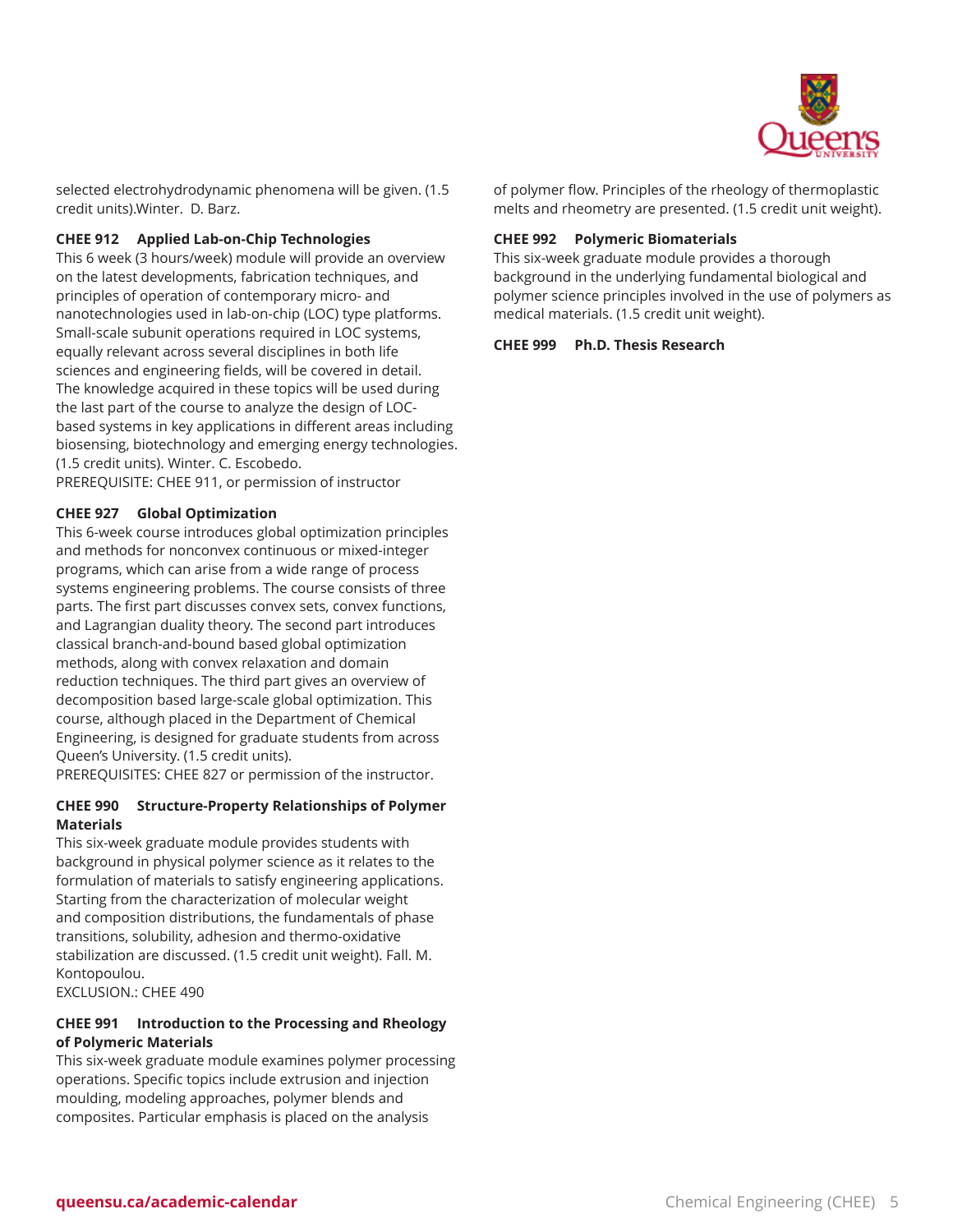selected electrohydrodynamic phenomena will be given. (1.5 credit units).Winter.  D. Barz.

**CHEE 912    Applied Lab-on-Chip Technologies**

This 6 week (3 hours/week) module will provide an overview on the latest developments, fabrication techniques, and principles of operation of contemporary micro- and nanotechnologies used in lab-on-chip (LOC) type platforms. Small-scale subunit operations required in LOC systems, equally relevant across several disciplines in both life sciences and engineering fields, will be covered in detail. The knowledge acquired in these topics will be used during the last part of the course to analyze the design of LOC-based systems in key applications in different areas including biosensing, biotechnology and emerging energy technologies. (1.5 credit units). Winter. C. Escobedo.
PREREQUISITE: CHEE 911, or permission of instructor

**CHEE 927    Global Optimization**

This 6-week course introduces global optimization principles and methods for nonconvex continuous or mixed-integer programs, which can arise from a wide range of process systems engineering problems. The course consists of three parts. The first part discusses convex sets, convex functions, and Lagrangian duality theory. The second part introduces classical branch-and-bound based global optimization methods, along with convex relaxation and domain reduction techniques. The third part gives an overview of decomposition based large-scale global optimization. This course, although placed in the Department of Chemical Engineering, is designed for graduate students from across Queen's University. (1.5 credit units).
PREREQUISITES: CHEE 827 or permission of the instructor.

**CHEE 990    Structure-Property Relationships of Polymer Materials**

This six-week graduate module provides students with background in physical polymer science as it relates to the formulation of materials to satisfy engineering applications. Starting from the characterization of molecular weight and composition distributions, the fundamentals of phase transitions, solubility, adhesion and thermo-oxidative stabilization are discussed. (1.5 credit unit weight). Fall. M. Kontopoulou.
EXCLUSION.: CHEE 490

**CHEE 991    Introduction to the Processing and Rheology of Polymeric Materials**

This six-week graduate module examines polymer processing operations. Specific topics include extrusion and injection moulding, modeling approaches, polymer blends and composites. Particular emphasis is placed on the analysis of polymer flow. Principles of the rheology of thermoplastic melts and rheometry are presented. (1.5 credit unit weight).

**CHEE 992    Polymeric Biomaterials**

This six-week graduate module provides a thorough background in the underlying fundamental biological and polymer science principles involved in the use of polymers as medical materials. (1.5 credit unit weight).

**CHEE 999    Ph.D. Thesis Research**